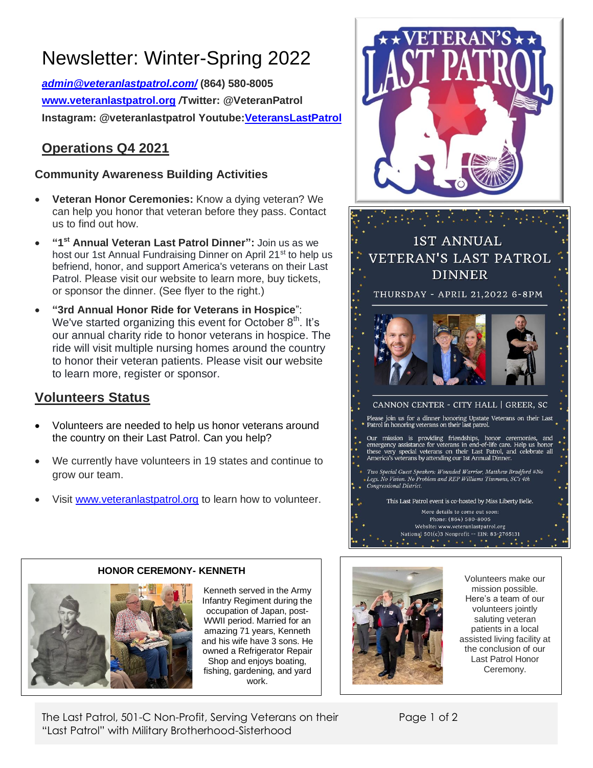# Newsletter: Winter-Spring 2022

**admin@veteranlastpatrol.com/ (864) 580-8005**
**www.veteranlastpatrol.org /Twitter: @VeteranPatrol**
**Instagram: @veteranlastpatrol Youtube:VeteransLastPatrol**

## Operations Q4 2021

### Community Awareness Building Activities

- **Veteran Honor Ceremonies:** Know a dying veteran? We can help you honor that veteran before they pass. Contact us to find out how.
- **"1st Annual Veteran Last Patrol Dinner":** Join us as we host our 1st Annual Fundraising Dinner on April 21st to help us befriend, honor, and support America's veterans on their Last Patrol. Please visit our website to learn more, buy tickets, or sponsor the dinner. (See flyer to the right.)
- **"3rd Annual Honor Ride for Veterans in Hospice"**: We've started organizing this event for October 8th. It's our annual charity ride to honor veterans in hospice. The ride will visit multiple nursing homes around the country to honor their veteran patients. Please visit our website to learn more, register or sponsor.

## Volunteers Status

- Volunteers are needed to help us honor veterans around the country on their Last Patrol. Can you help?
- We currently have volunteers in 19 states and continue to grow our team.
- Visit www.veteranlastpatrol.org to learn how to volunteer.

**VETERAN'S LAST PATROL**

## 1ST ANNUAL VETERAN'S LAST PATROL DINNER

THURSDAY - APRIL 21,2022 6-8PM

CANNON CENTER - CITY HALL | GREER, SC

Please join us for a dinner honoring Upstate Veterans on their Last Patrol in honoring veterans on their last patrol.

Our mission is providing friendships, honor ceremonies, and emergency assistance for veterans in end-of-life care. Help us honor these very special veterans on their Last Patrol, and celebrate all America's veterans by attending our 1st Annual Dinner.

*Two Special Guest Speakers: Wounded Warrior, Matthew Bradford #No Legs. No Vision. No Problem and REP Williams Timmons, SC's 4th Congressional District.*

This Last Patrol event is co-hosted by Miss Liberty Belle.

More details to come out soon:
Phone: (864) 580-8005
Website: www.veteranlastpatrol.org
National 501(c)3 Nonprofit -- EIN: 83-2765131

### HONOR CEREMONY- KENNETH

Kenneth served in the Army Infantry Regiment during the occupation of Japan, post-WWII period. Married for an amazing 71 years, Kenneth and his wife have 3 sons. He owned a Refrigerator Repair Shop and enjoys boating, fishing, gardening, and yard work.

Volunteers make our mission possible. Here's a team of our volunteers jointly saluting veteran patients in a local assisted living facility at the conclusion of our Last Patrol Honor Ceremony.

The Last Patrol, 501-C Non-Profit, Serving Veterans on their "Last Patrol" with Military Brotherhood-Sisterhood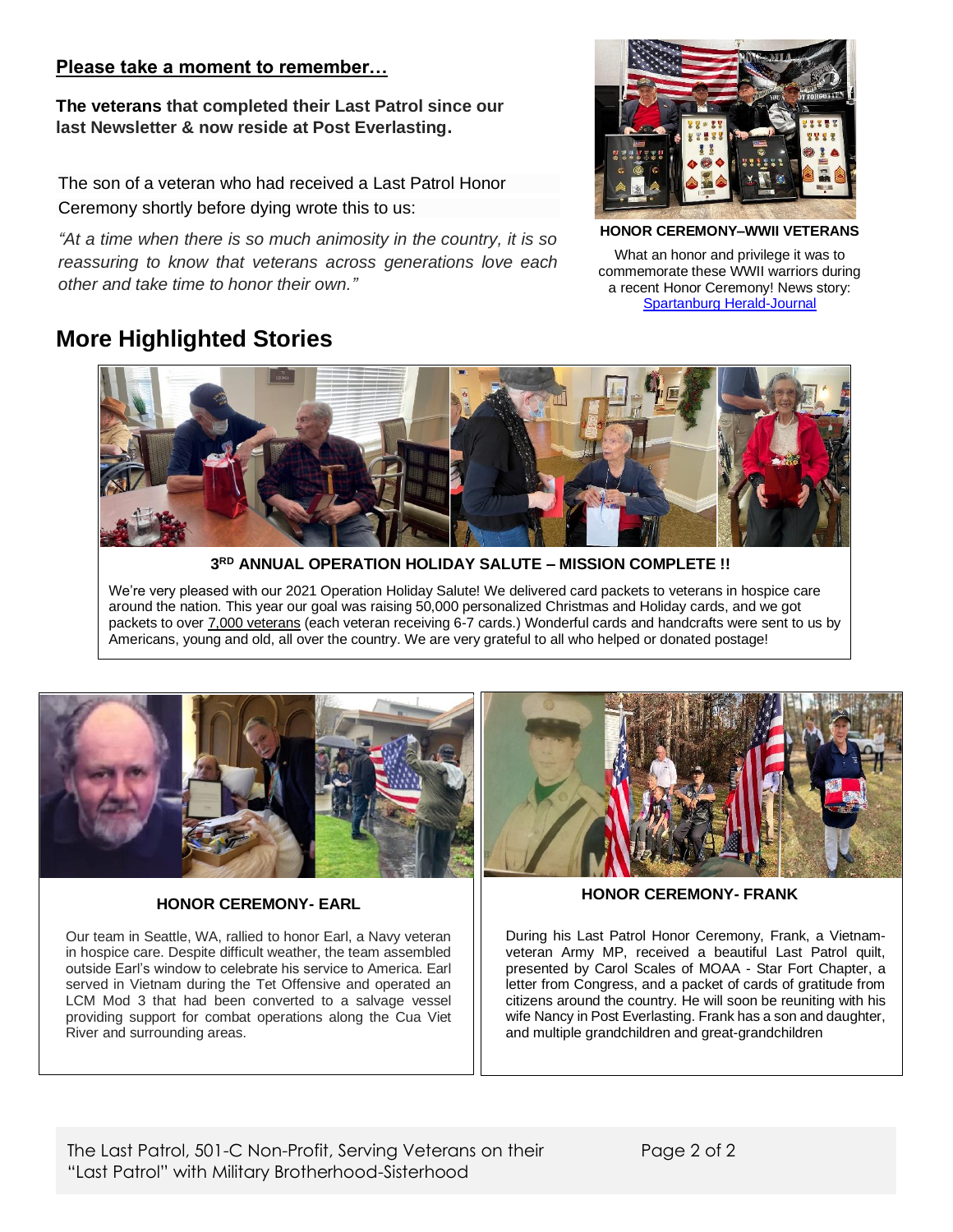**Please take a moment to remember…**

**The veterans that completed their Last Patrol since our last Newsletter & now reside at Post Everlasting.**

The son of a veteran who had received a Last Patrol Honor Ceremony shortly before dying wrote this to us:

*"At a time when there is so much animosity in the country, it is so reassuring to know that veterans across generations love each other and take time to honor their own."*

**HONOR CEREMONY–WWII VETERANS**

What an honor and privilege it was to commemorate these WWII warriors during a recent Honor Ceremony! News story: Spartanburg Herald-Journal

## More Highlighted Stories

**3RD ANNUAL OPERATION HOLIDAY SALUTE – MISSION COMPLETE !!**

We're very pleased with our 2021 Operation Holiday Salute! We delivered card packets to veterans in hospice care around the nation. This year our goal was raising 50,000 personalized Christmas and Holiday cards, and we got packets to over 7,000 veterans (each veteran receiving 6-7 cards.) Wonderful cards and handcrafts were sent to us by Americans, young and old, all over the country. We are very grateful to all who helped or donated postage!

**HONOR CEREMONY- EARL**

Our team in Seattle, WA, rallied to honor Earl, a Navy veteran in hospice care. Despite difficult weather, the team assembled outside Earl's window to celebrate his service to America. Earl served in Vietnam during the Tet Offensive and operated an LCM Mod 3 that had been converted to a salvage vessel providing support for combat operations along the Cua Viet River and surrounding areas.

**HONOR CEREMONY- FRANK**

During his Last Patrol Honor Ceremony, Frank, a Vietnam-veteran Army MP, received a beautiful Last Patrol quilt, presented by Carol Scales of MOAA - Star Fort Chapter, a letter from Congress, and a packet of cards of gratitude from citizens around the country. He will soon be reuniting with his wife Nancy in Post Everlasting. Frank has a son and daughter, and multiple grandchildren and great-grandchildren

The Last Patrol, 501-C Non-Profit, Serving Veterans on their "Last Patrol" with Military Brotherhood-Sisterhood